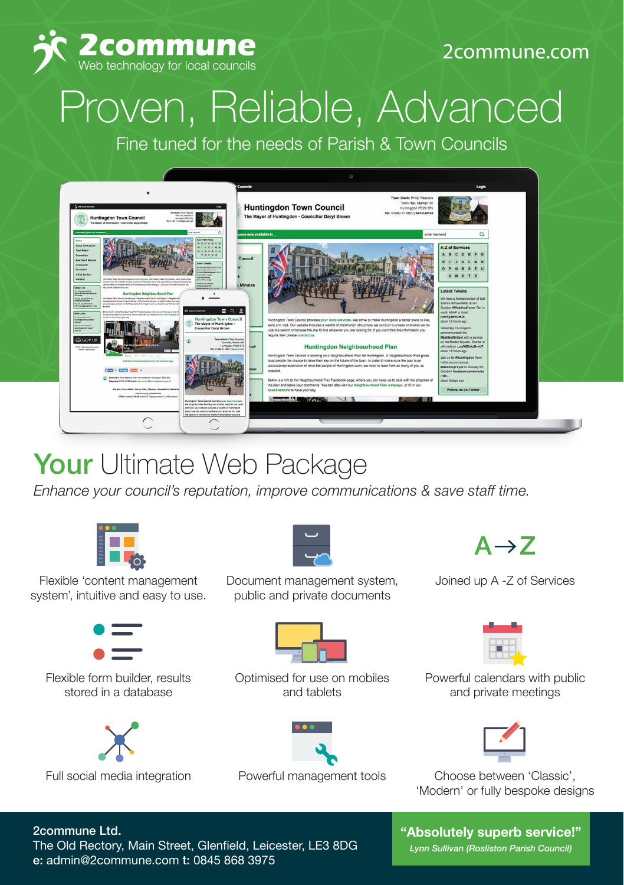# 2commune

Web technology for local councils

2commune.com

# Proven, Reliable, Advanced

Fine tuned for the needs of Parish & Town Councils

## Your Ultimate Web Package

*Enhance your council's reputation, improve communications & save staff time.*

- Flexible 'content management system', intuitive and easy to use.
- Document management system, public and private documents
- Joined up A -Z of Services
- Flexible form builder, results stored in a database
- Optimised for use on mobiles and tablets
- Powerful calendars with public and private meetings
- Full social media integration
- Powerful management tools
- Choose between 'Classic', 'Modern' or fully bespoke designs

2commune Ltd.
The Old Rectory, Main Street, Glenfield, Leicester, LE3 8DG
**e:** admin@2commune.com **t:** 0845 868 3975

**"Absolutely superb service!"**
*Lynn Sullivan (Rosliston Parish Council)*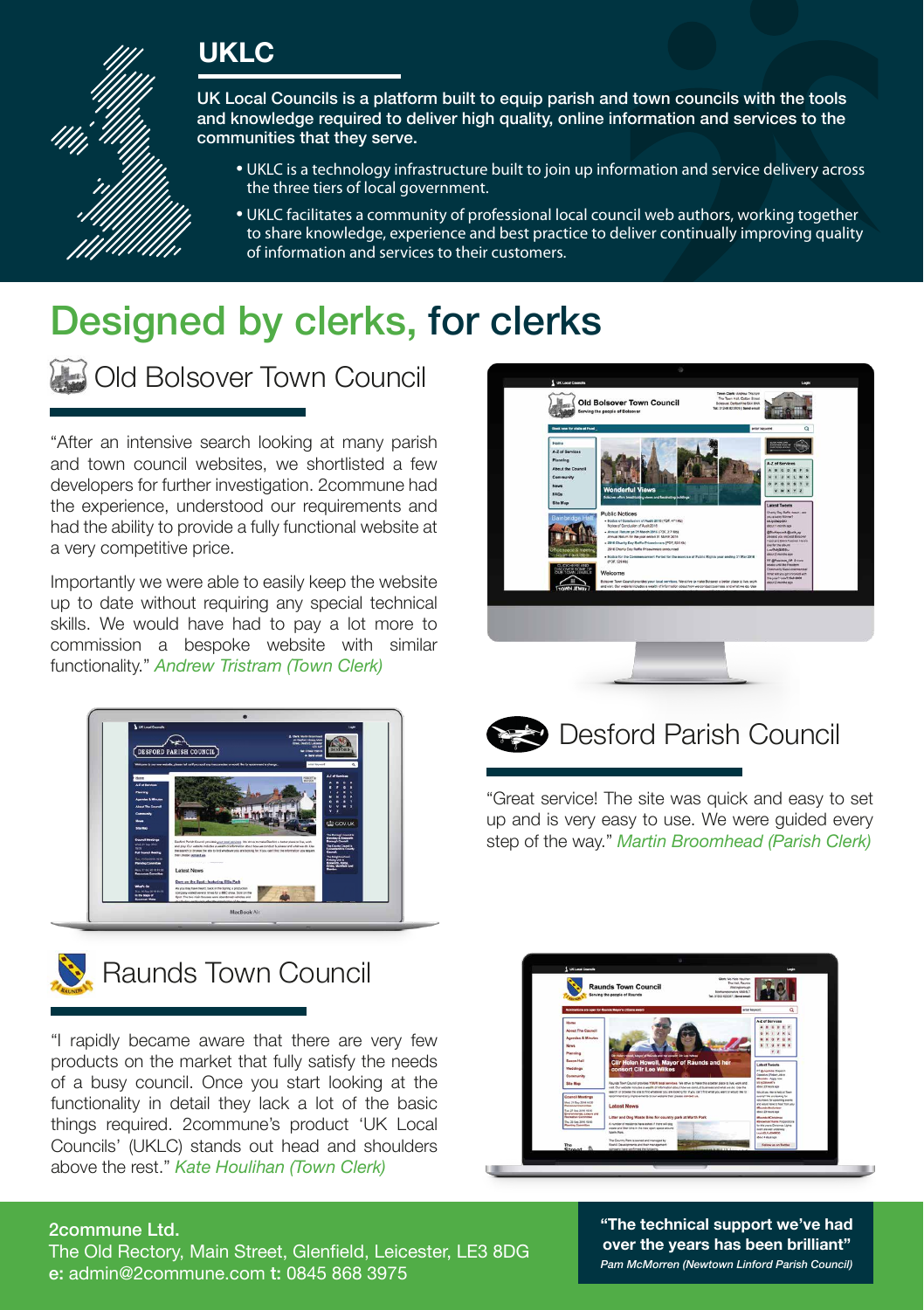# UKLC

**UK Local Councils is a platform built to equip parish and town councils with the tools and knowledge required to deliver high quality, online information and services to the communities that they serve.**

- UKLC is a technology infrastructure built to join up information and service delivery across the three tiers of local government.
- UKLC facilitates a community of professional local council web authors, working together to share knowledge, experience and best practice to deliver continually improving quality of information and services to their customers.

## Designed by clerks, for clerks

### Old Bolsover Town Council

"After an intensive search looking at many parish and town council websites, we shortlisted a few developers for further investigation. 2commune had the experience, understood our requirements and had the ability to provide a fully functional website at a very competitive price.

Importantly we were able to easily keep the website up to date without requiring any special technical skills. We would have had to pay a lot more to commission a bespoke website with similar functionality." *Andrew Tristram (Town Clerk)*

### Desford Parish Council

"Great service! The site was quick and easy to set up and is very easy to use. We were guided every step of the way." *Martin Broomhead (Parish Clerk)*

### Raunds Town Council

"I rapidly became aware that there are very few products on the market that fully satisfy the needs of a busy council. Once you start looking at the functionality in detail they lack a lot of the basic things required. 2commune's product 'UK Local Councils' (UKLC) stands out head and shoulders above the rest." *Kate Houlihan (Town Clerk)*

**2commune Ltd.**
The Old Rectory, Main Street, Glenfield, Leicester, LE3 8DG
**e:** admin@2commune.com **t:** 0845 868 3975

**"The technical support we've had over the years has been brilliant"**
*Pam McMorren (Newtown Linford Parish Council)*